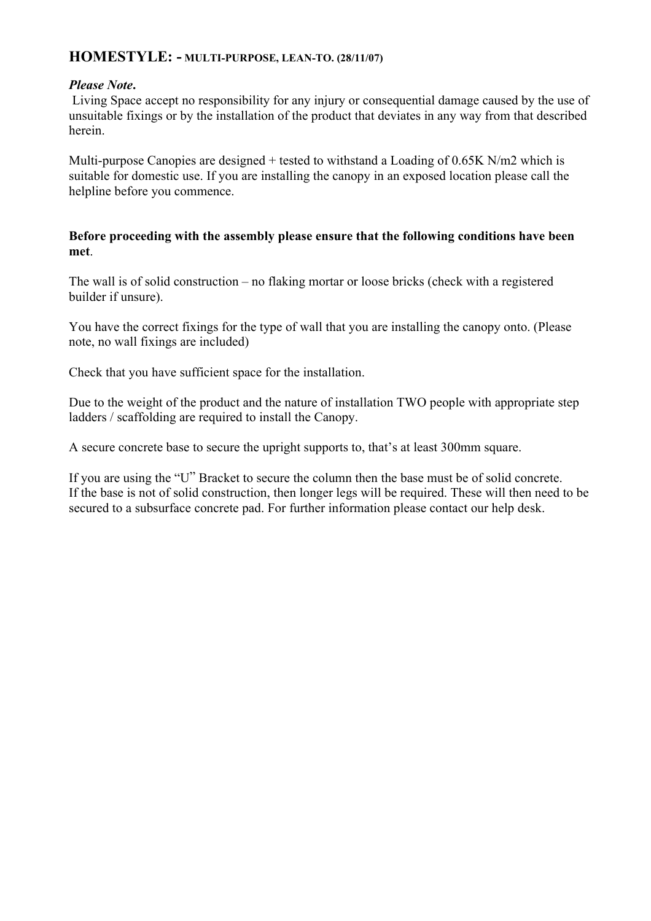## HOMESTYLE: - MULTI-PURPOSE, LEAN-TO. (28/11/07)

***Please Note*.**
Living Space accept no responsibility for any injury or consequential damage caused by the use of unsuitable fixings or by the installation of the product that deviates in any way from that described herein.

Multi-purpose Canopies are designed + tested to withstand a Loading of 0.65K N/m2 which is suitable for domestic use. If you are installing the canopy in an exposed location please call the helpline before you commence.

**Before proceeding with the assembly please ensure that the following conditions have been met**.

The wall is of solid construction – no flaking mortar or loose bricks (check with a registered builder if unsure).

You have the correct fixings for the type of wall that you are installing the canopy onto. (Please note, no wall fixings are included)

Check that you have sufficient space for the installation.

Due to the weight of the product and the nature of installation TWO people with appropriate step ladders / scaffolding are required to install the Canopy.

A secure concrete base to secure the upright supports to, that's at least 300mm square.

If you are using the "U" Bracket to secure the column then the base must be of solid concrete.
If the base is not of solid construction, then longer legs will be required. These will then need to be secured to a subsurface concrete pad. For further information please contact our help desk.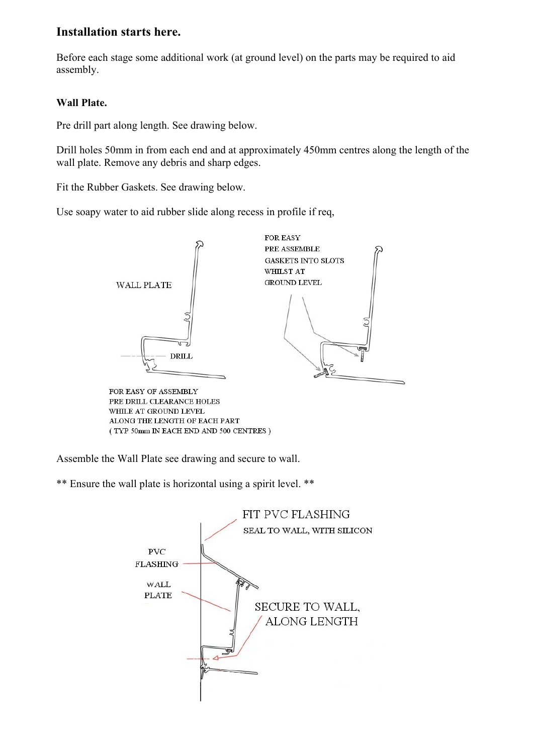## Installation starts here.

Before each stage some additional work (at ground level) on the parts may be required to aid assembly.

**Wall Plate.**

Pre drill part along length. See drawing below.

Drill holes 50mm in from each end and at approximately 450mm centres along the length of the wall plate. Remove any debris and sharp edges.

Fit the Rubber Gaskets. See drawing below.

Use soapy water to aid rubber slide along recess in profile if req,

WALL PLATE

DRILL

FOR EASY OF ASSEMBLY
PRE DRILL CLEARANCE HOLES
WHILE AT GROUND LEVEL
ALONG THE LENGTH OF EACH PART
( TYP 50mm IN EACH END AND 500 CENTRES )

FOR EASY
PRE ASSEMBLE
GASKETS INTO SLOTS
WHILST AT
GROUND LEVEL

Assemble the Wall Plate see drawing and secure to wall.

** Ensure the wall plate is horizontal using a spirit level. **

FIT PVC FLASHING
SEAL TO WALL, WITH SILICON

PVC
FLASHING

WALL
PLATE

SECURE TO WALL,
ALONG LENGTH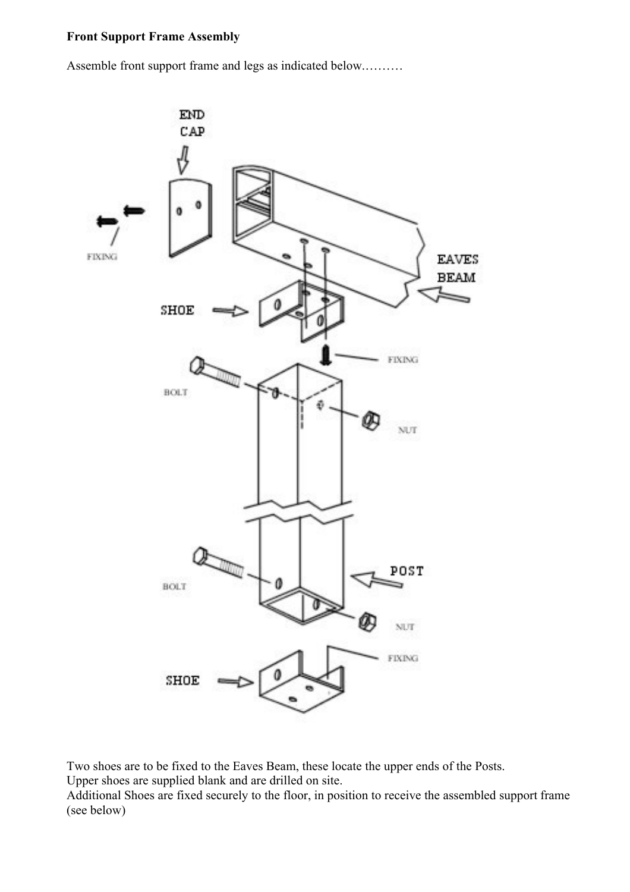**Front Support Frame Assembly**

Assemble front support frame and legs as indicated below.………

Two shoes are to be fixed to the Eaves Beam, these locate the upper ends of the Posts.
Upper shoes are supplied blank and are drilled on site.
Additional Shoes are fixed securely to the floor, in position to receive the assembled support frame (see below)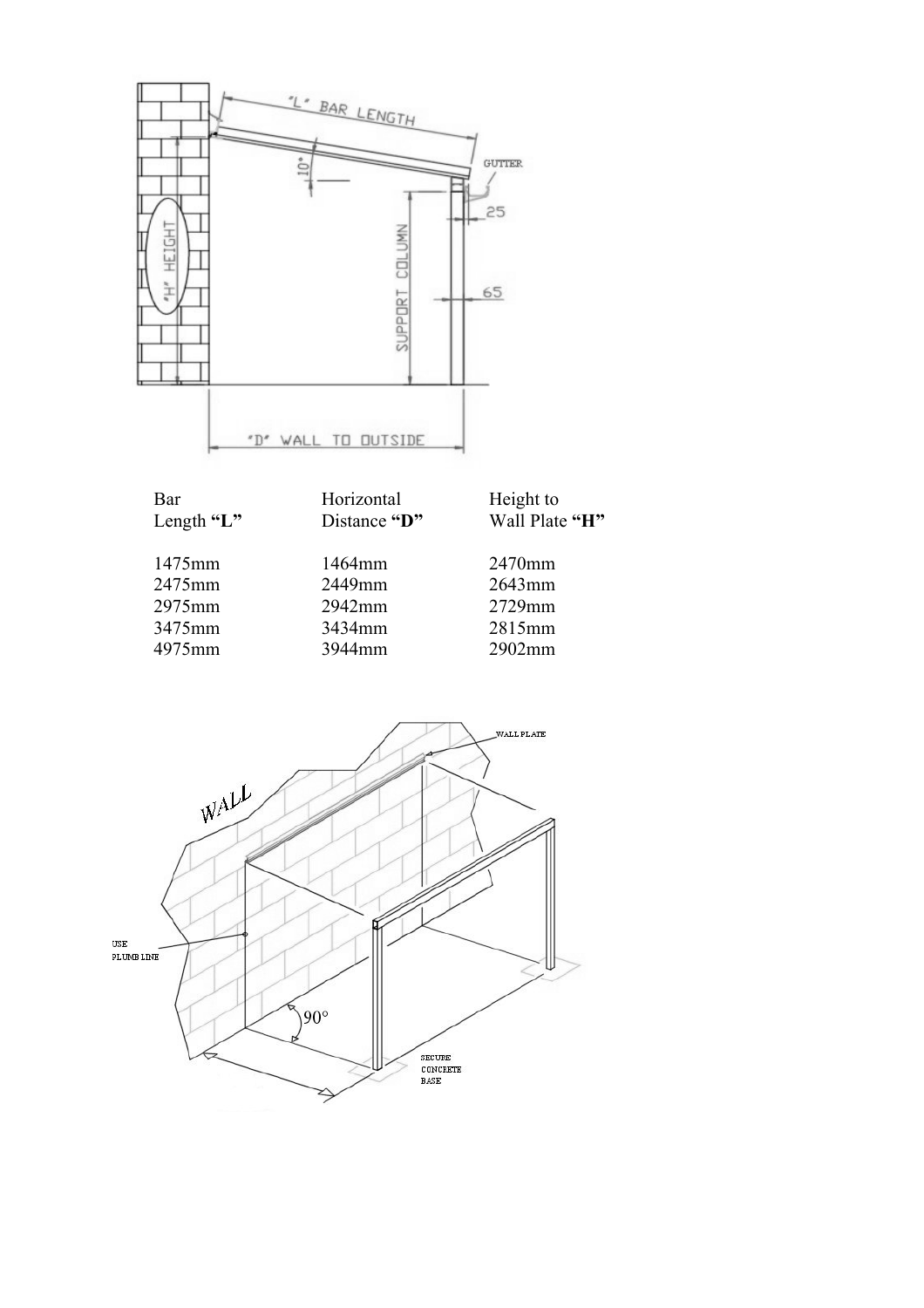| Bar Length **"L"** | Horizontal Distance **"D"** | Height to Wall Plate **"H"** |
|---|---|---|
| 1475mm | 1464mm | 2470mm |
| 2475mm | 2449mm | 2643mm |
| 2975mm | 2942mm | 2729mm |
| 3475mm | 3434mm | 2815mm |
| 4975mm | 3944mm | 2902mm |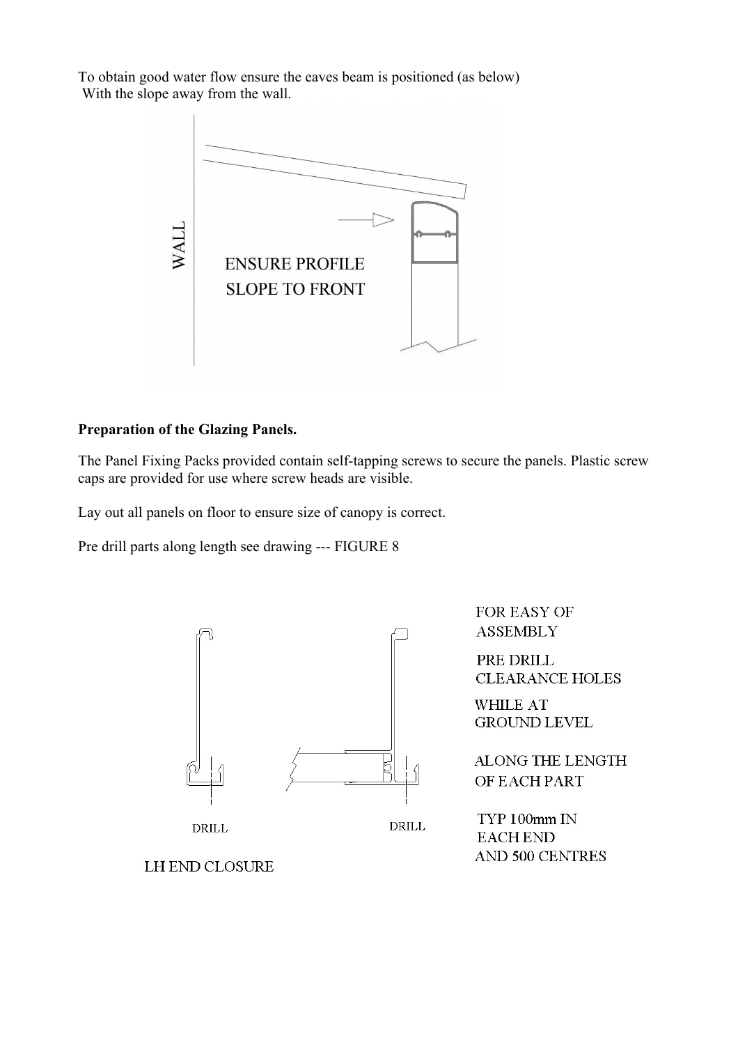To obtain good water flow ensure the eaves beam is positioned (as below)
With the slope away from the wall.

WALL

ENSURE PROFILE
SLOPE TO FRONT

**Preparation of the Glazing Panels.**

The Panel Fixing Packs provided contain self-tapping screws to secure the panels. Plastic screw caps are provided for use where screw heads are visible.

Lay out all panels on floor to ensure size of canopy is correct.

Pre drill parts along length see drawing --- FIGURE 8

FOR EASY OF
ASSEMBLY

PRE DRILL
CLEARANCE HOLES

WHILE AT
GROUND LEVEL

ALONG THE LENGTH
OF EACH PART

TYP 100mm IN
EACH END
AND 500 CENTRES

DRILL

DRILL

LH END CLOSURE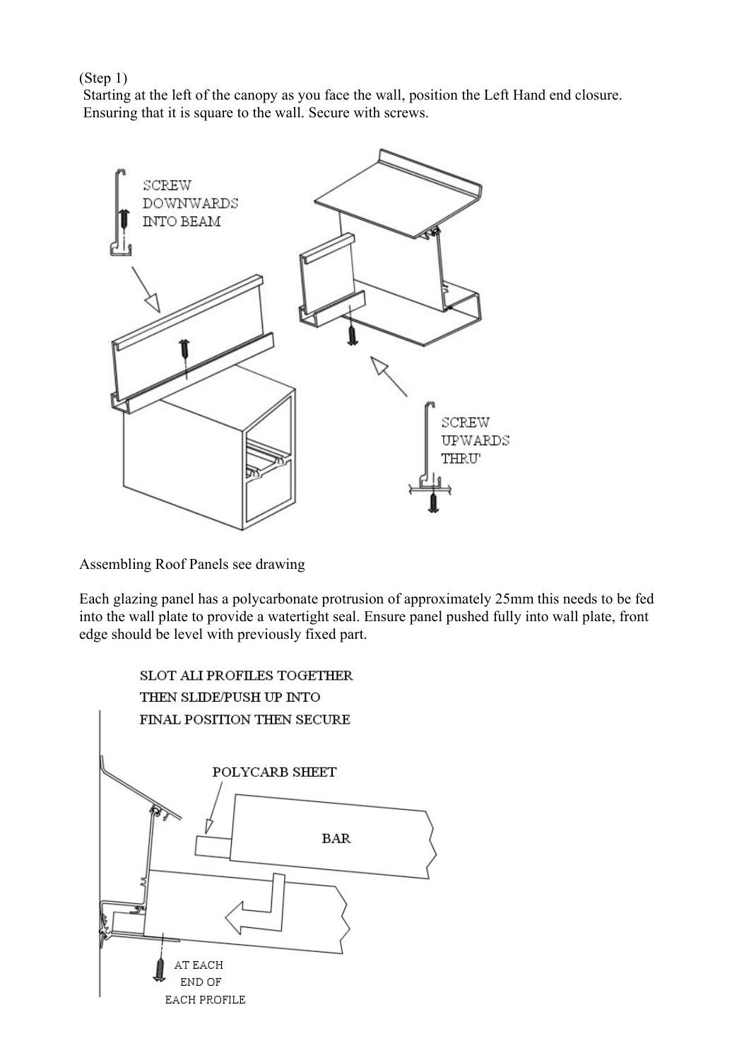(Step 1)

Starting at the left of the canopy as you face the wall, position the Left Hand end closure. Ensuring that it is square to the wall. Secure with screws.

SCREW DOWNWARDS INTO BEAM

SCREW UPWARDS THRU'

Assembling Roof Panels see drawing

Each glazing panel has a polycarbonate protrusion of approximately 25mm this needs to be fed into the wall plate to provide a watertight seal. Ensure panel pushed fully into wall plate, front edge should be level with previously fixed part.

SLOT ALI PROFILES TOGETHER THEN SLIDE/PUSH UP INTO FINAL POSITION THEN SECURE

POLYCARB SHEET

BAR

AT EACH END OF EACH PROFILE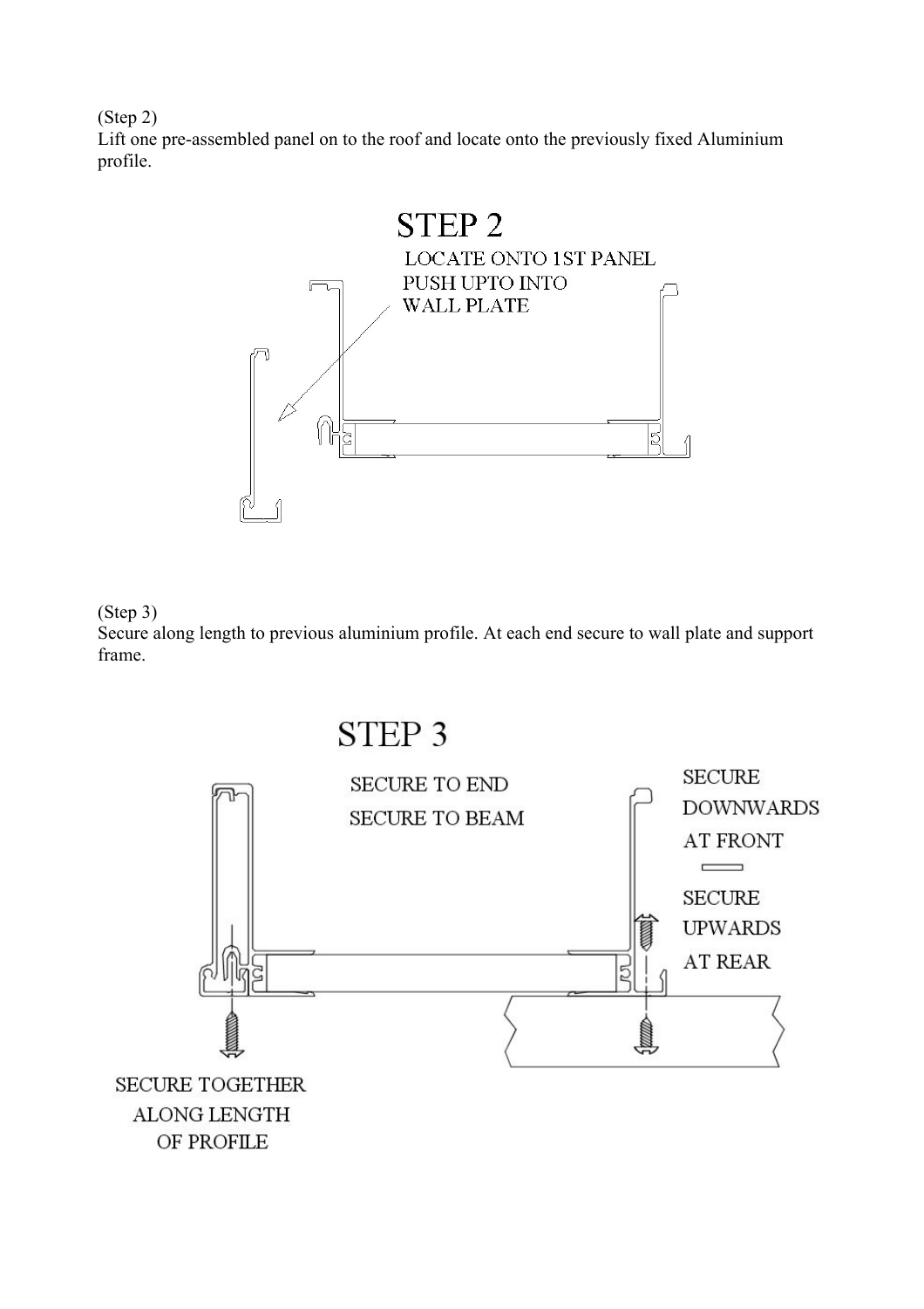(Step 2)
Lift one pre-assembled panel on to the roof and locate onto the previously fixed Aluminium profile.

STEP 2

LOCATE ONTO 1ST PANEL
PUSH UPTO INTO
WALL PLATE

(Step 3)
Secure along length to previous aluminium profile. At each end secure to wall plate and support frame.

STEP 3

SECURE TO END
SECURE TO BEAM

SECURE
DOWNWARDS
AT FRONT

SECURE
UPWARDS
AT REAR

SECURE TOGETHER
ALONG LENGTH
OF PROFILE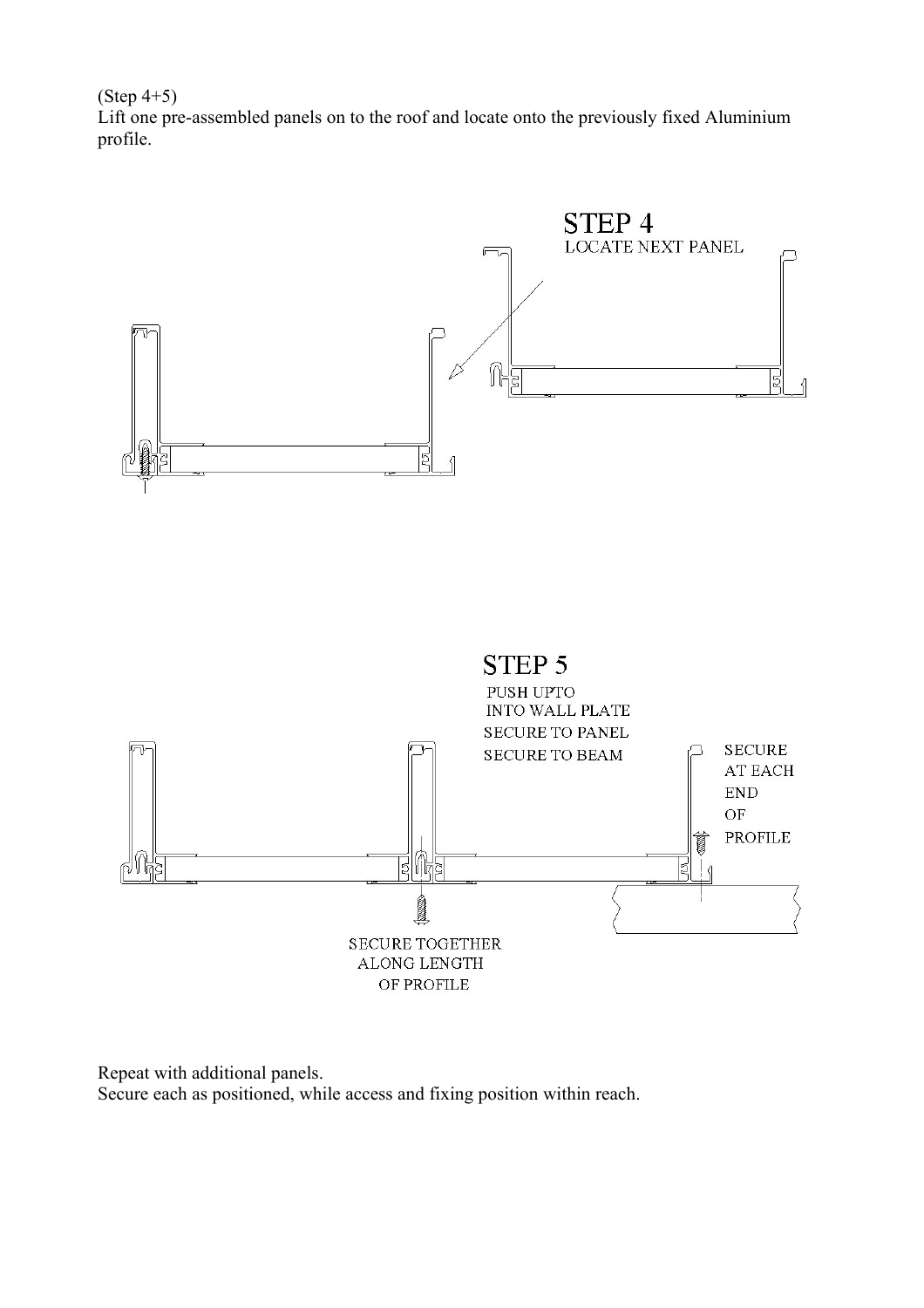(Step 4+5)
Lift one pre-assembled panels on to the roof and locate onto the previously fixed Aluminium profile.

STEP 4
LOCATE NEXT PANEL

STEP 5
PUSH UPTO
INTO WALL PLATE
SECURE TO PANEL
SECURE TO BEAM

SECURE
AT EACH
END
OF
PROFILE

SECURE TOGETHER
ALONG LENGTH
OF PROFILE

Repeat with additional panels.
Secure each as positioned, while access and fixing position within reach.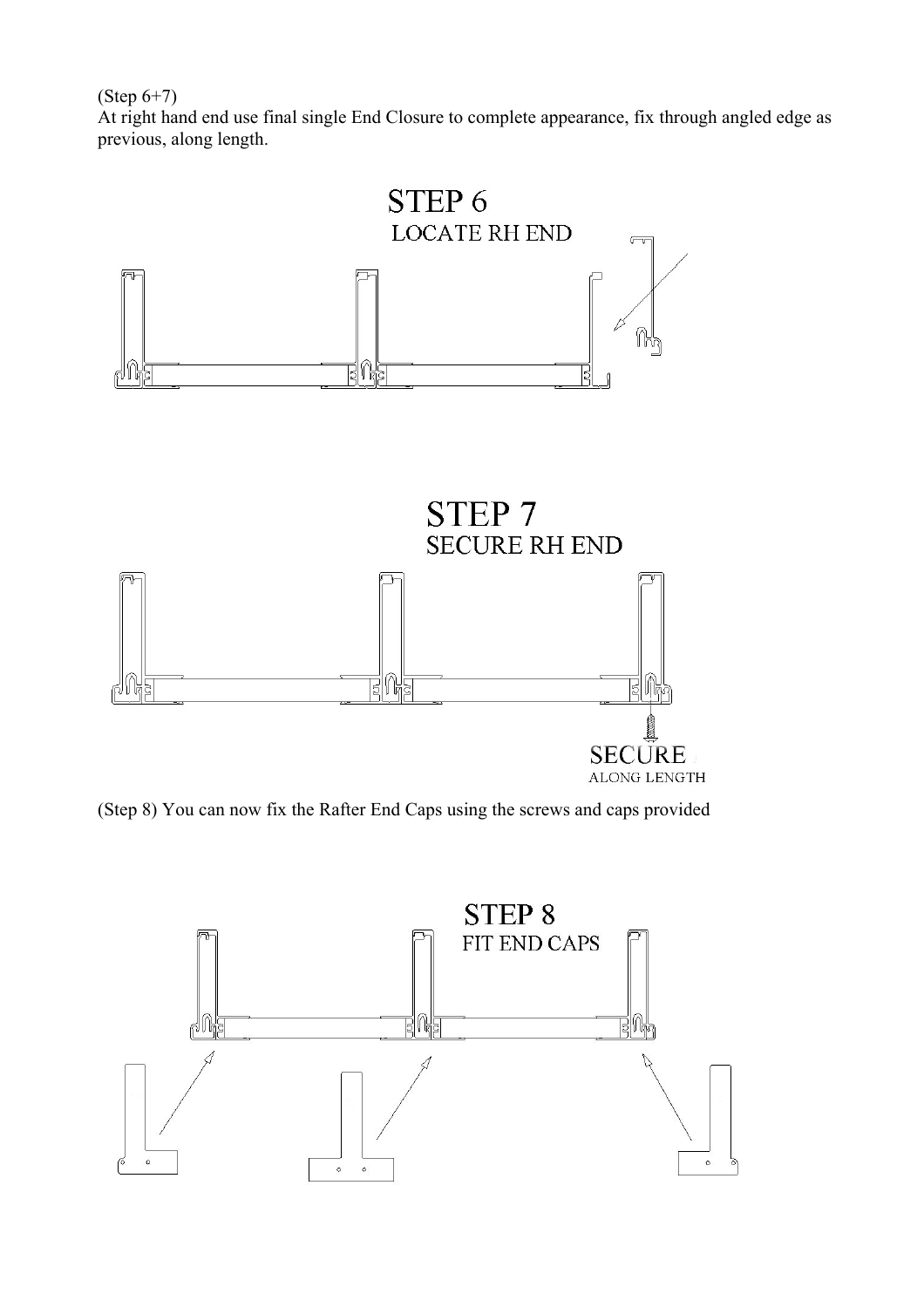(Step 6+7)
At right hand end use final single End Closure to complete appearance, fix through angled edge as previous, along length.

STEP 6
LOCATE RH END

STEP 7
SECURE RH END

SECURE
ALONG LENGTH

(Step 8) You can now fix the Rafter End Caps using the screws and caps provided

STEP 8
FIT END CAPS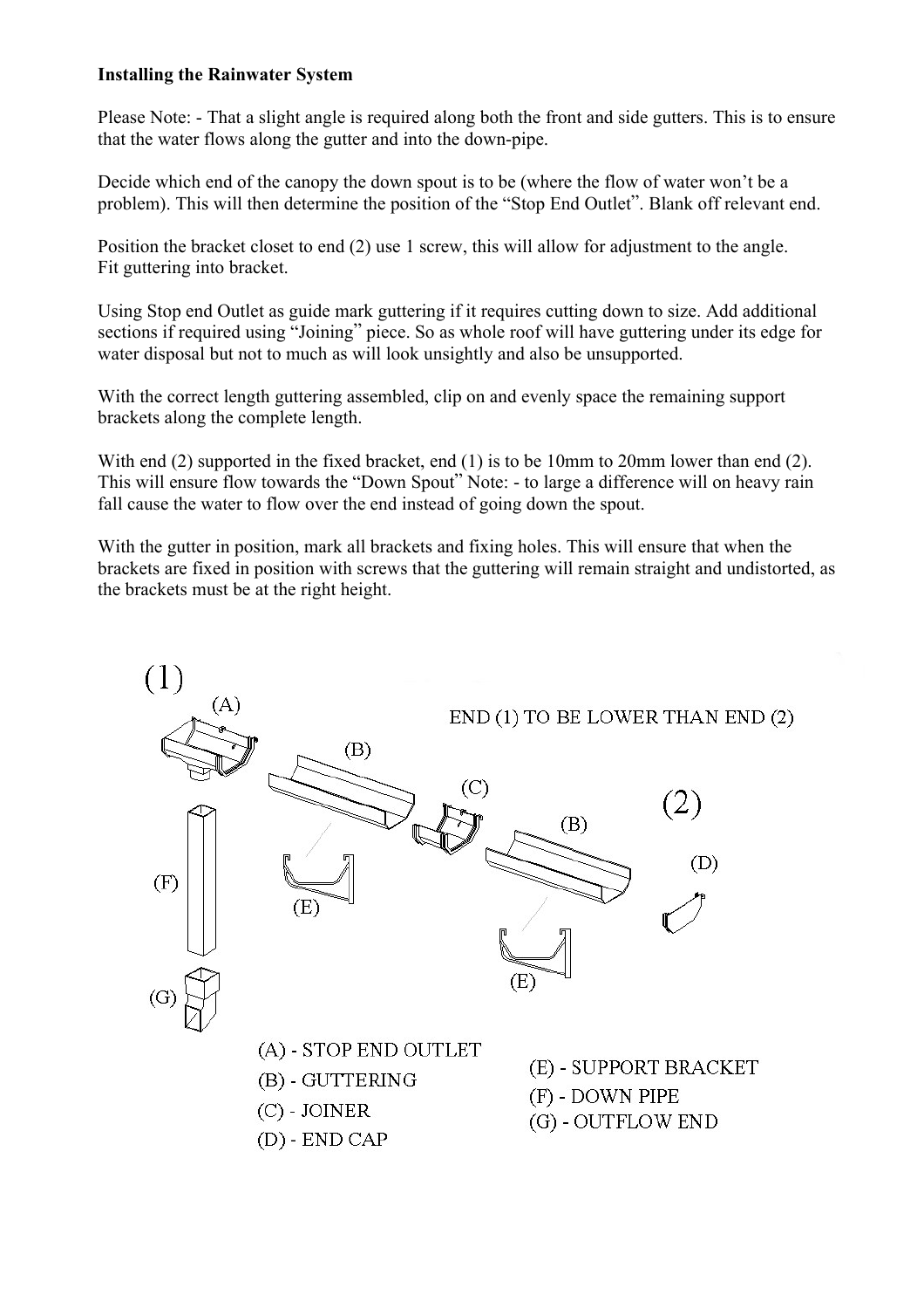**Installing the Rainwater System**

Please Note: - That a slight angle is required along both the front and side gutters. This is to ensure that the water flows along the gutter and into the down-pipe.

Decide which end of the canopy the down spout is to be (where the flow of water won't be a problem). This will then determine the position of the "Stop End Outlet". Blank off relevant end.

Position the bracket closet to end (2) use 1 screw, this will allow for adjustment to the angle.
Fit guttering into bracket.

Using Stop end Outlet as guide mark guttering if it requires cutting down to size. Add additional sections if required using "Joining" piece. So as whole roof will have guttering under its edge for water disposal but not to much as will look unsightly and also be unsupported.

With the correct length guttering assembled, clip on and evenly space the remaining support brackets along the complete length.

With end (2) supported in the fixed bracket, end (1) is to be 10mm to 20mm lower than end (2). This will ensure flow towards the "Down Spout" Note: - to large a difference will on heavy rain fall cause the water to flow over the end instead of going down the spout.

With the gutter in position, mark all brackets and fixing holes. This will ensure that when the brackets are fixed in position with screws that the guttering will remain straight and undistorted, as the brackets must be at the right height.

(1)

(2)

END (1) TO BE LOWER THAN END (2)

(A) (B) (C) (B) (D) (E) (E) (F) (G)

(A) - STOP END OUTLET
(B) - GUTTERING
(C) - JOINER
(D) - END CAP
(E) - SUPPORT BRACKET
(F) - DOWN PIPE
(G) - OUTFLOW END